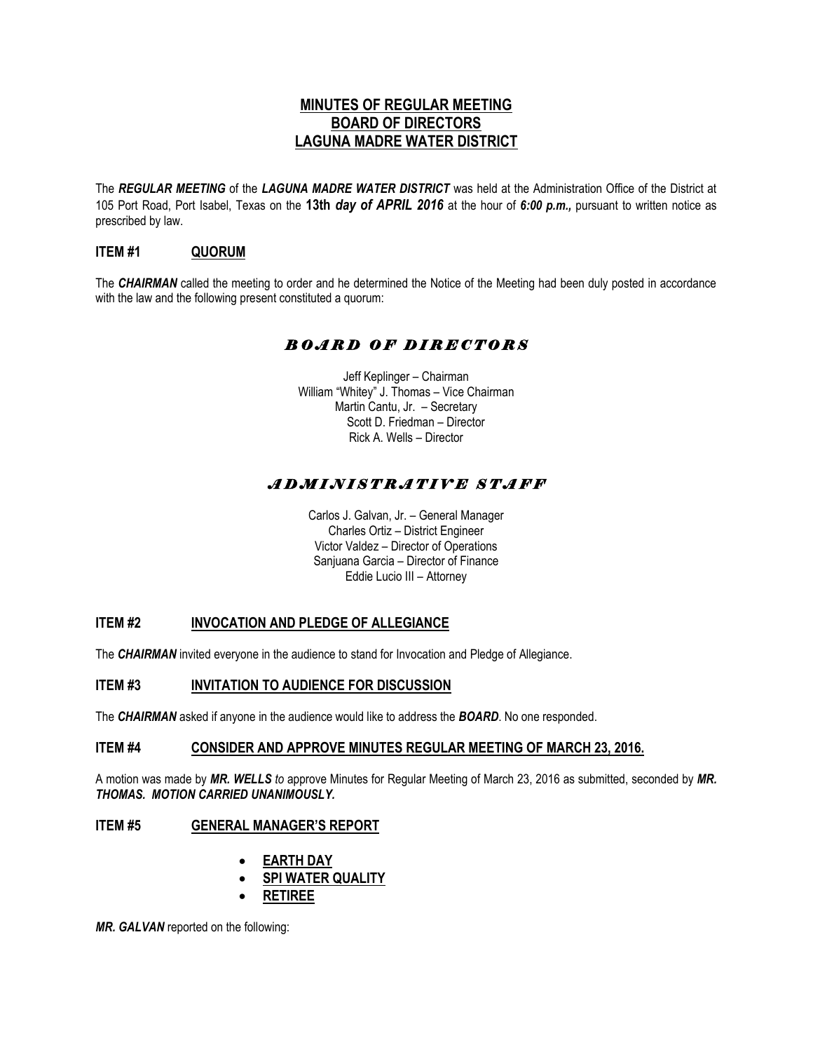# MINUTES OF REGULAR MEETING
# BOARD OF DIRECTORS
# LAGUNA MADRE WATER DISTRICT

The ***REGULAR MEETING*** of the ***LAGUNA MADRE WATER DISTRICT*** was held at the Administration Office of the District at 105 Port Road, Port Isabel, Texas on the **13th *day of APRIL 2016*** at the hour of ***6:00 p.m.,*** pursuant to written notice as prescribed by law.

## ITEM #1 QUORUM

The ***CHAIRMAN*** called the meeting to order and he determined the Notice of the Meeting had been duly posted in accordance with the law and the following present constituted a quorum:

### *BOARD OF DIRECTORS*

Jeff Keplinger – Chairman
William "Whitey" J. Thomas – Vice Chairman
Martin Cantu, Jr. – Secretary
Scott D. Friedman – Director
Rick A. Wells – Director

### *ADMINISTRATIVE STAFF*

Carlos J. Galvan, Jr. – General Manager
Charles Ortiz – District Engineer
Victor Valdez – Director of Operations
Sanjuana Garcia – Director of Finance
Eddie Lucio III – Attorney

## ITEM #2 INVOCATION AND PLEDGE OF ALLEGIANCE

The ***CHAIRMAN*** invited everyone in the audience to stand for Invocation and Pledge of Allegiance.

## ITEM #3 INVITATION TO AUDIENCE FOR DISCUSSION

The ***CHAIRMAN*** asked if anyone in the audience would like to address the ***BOARD***. No one responded.

## ITEM #4 CONSIDER AND APPROVE MINUTES REGULAR MEETING OF MARCH 23, 2016.

A motion was made by ***MR. WELLS*** *to* approve Minutes for Regular Meeting of March 23, 2016 as submitted, seconded by ***MR. THOMAS. MOTION CARRIED UNANIMOUSLY.***

## ITEM #5 GENERAL MANAGER'S REPORT

- **EARTH DAY**
- **SPI WATER QUALITY**
- **RETIREE**

***MR. GALVAN*** reported on the following: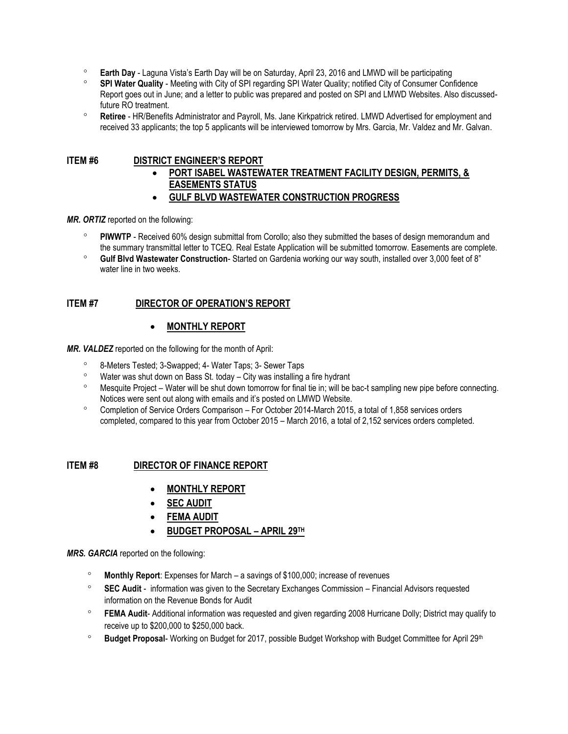- **Earth Day** - Laguna Vista's Earth Day will be on Saturday, April 23, 2016 and LMWD will be participating
- **SPI Water Quality** - Meeting with City of SPI regarding SPI Water Quality; notified City of Consumer Confidence Report goes out in June; and a letter to public was prepared and posted on SPI and LMWD Websites. Also discussed-future RO treatment.
- **Retiree** - HR/Benefits Administrator and Payroll, Ms. Jane Kirkpatrick retired. LMWD Advertised for employment and received 33 applicants; the top 5 applicants will be interviewed tomorrow by Mrs. Garcia, Mr. Valdez and Mr. Galvan.

## ITEM #6 DISTRICT ENGINEER'S REPORT

- **PORT ISABEL WASTEWATER TREATMENT FACILITY DESIGN, PERMITS, & EASEMENTS STATUS**
- **GULF BLVD WASTEWATER CONSTRUCTION PROGRESS**

***MR. ORTIZ*** reported on the following:

- **PIWWTP** - Received 60% design submittal from Corollo; also they submitted the bases of design memorandum and the summary transmittal letter to TCEQ. Real Estate Application will be submitted tomorrow. Easements are complete.
- **Gulf Blvd Wastewater Construction**- Started on Gardenia working our way south, installed over 3,000 feet of 8" water line in two weeks.

## ITEM #7 DIRECTOR OF OPERATION'S REPORT

- **MONTHLY REPORT**

***MR. VALDEZ*** reported on the following for the month of April:

- 8-Meters Tested; 3-Swapped; 4- Water Taps; 3- Sewer Taps
- Water was shut down on Bass St. today – City was installing a fire hydrant
- Mesquite Project – Water will be shut down tomorrow for final tie in; will be bac-t sampling new pipe before connecting. Notices were sent out along with emails and it's posted on LMWD Website.
- Completion of Service Orders Comparison – For October 2014-March 2015, a total of 1,858 services orders completed, compared to this year from October 2015 – March 2016, a total of 2,152 services orders completed.

## ITEM #8 DIRECTOR OF FINANCE REPORT

- **MONTHLY REPORT**
- **SEC AUDIT**
- **FEMA AUDIT**
- **BUDGET PROPOSAL – APRIL 29TH**

***MRS. GARCIA*** reported on the following:

- **Monthly Report**: Expenses for March – a savings of $100,000; increase of revenues
- **SEC Audit** - information was given to the Secretary Exchanges Commission – Financial Advisors requested information on the Revenue Bonds for Audit
- **FEMA Audit**- Additional information was requested and given regarding 2008 Hurricane Dolly; District may qualify to receive up to $200,000 to $250,000 back.
- **Budget Proposal**- Working on Budget for 2017, possible Budget Workshop with Budget Committee for April 29th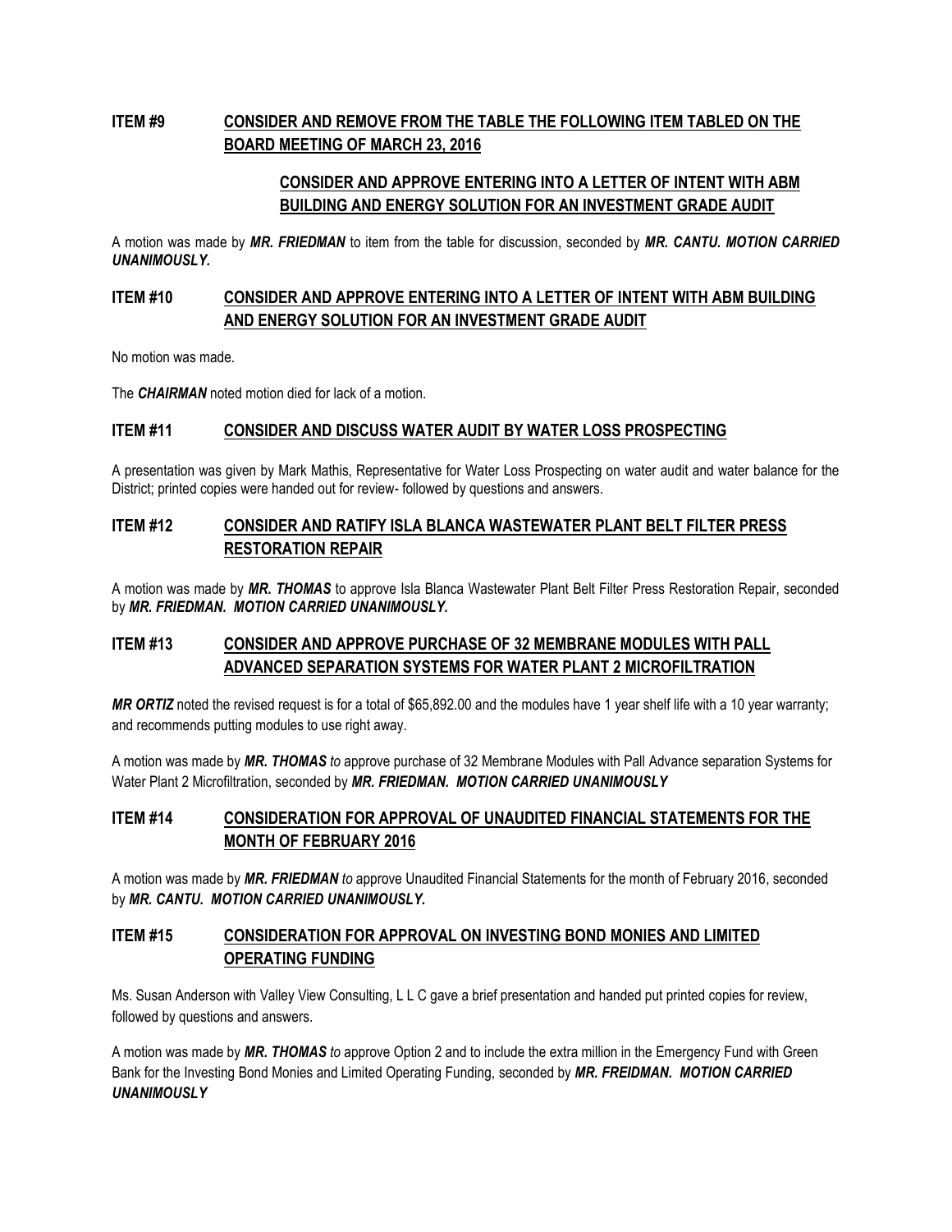## ITEM #9 <u>CONSIDER AND REMOVE FROM THE TABLE THE FOLLOWING ITEM TABLED ON THE BOARD MEETING OF MARCH 23, 2016</u>

### <u>CONSIDER AND APPROVE ENTERING INTO A LETTER OF INTENT WITH ABM BUILDING AND ENERGY SOLUTION FOR AN INVESTMENT GRADE AUDIT</u>

A motion was made by ***MR. FRIEDMAN*** to item from the table for discussion, seconded by ***MR. CANTU. MOTION CARRIED UNANIMOUSLY.***

## ITEM #10 <u>CONSIDER AND APPROVE ENTERING INTO A LETTER OF INTENT WITH ABM BUILDING AND ENERGY SOLUTION FOR AN INVESTMENT GRADE AUDIT</u>

No motion was made.

The ***CHAIRMAN*** noted motion died for lack of a motion.

## ITEM #11 <u>CONSIDER AND DISCUSS WATER AUDIT BY WATER LOSS PROSPECTING</u>

A presentation was given by Mark Mathis, Representative for Water Loss Prospecting on water audit and water balance for the District; printed copies were handed out for review- followed by questions and answers.

## ITEM #12 <u>CONSIDER AND RATIFY ISLA BLANCA WASTEWATER PLANT BELT FILTER PRESS RESTORATION REPAIR</u>

A motion was made by ***MR. THOMAS*** to approve Isla Blanca Wastewater Plant Belt Filter Press Restoration Repair, seconded by ***MR. FRIEDMAN. MOTION CARRIED UNANIMOUSLY.***

## ITEM #13 <u>CONSIDER AND APPROVE PURCHASE OF 32 MEMBRANE MODULES WITH PALL ADVANCED SEPARATION SYSTEMS FOR WATER PLANT 2 MICROFILTRATION</u>

***MR ORTIZ*** noted the revised request is for a total of $65,892.00 and the modules have 1 year shelf life with a 10 year warranty; and recommends putting modules to use right away.

A motion was made by ***MR. THOMAS*** *to* approve purchase of 32 Membrane Modules with Pall Advance separation Systems for Water Plant 2 Microfiltration, seconded by ***MR. FRIEDMAN. MOTION CARRIED UNANIMOUSLY***

## ITEM #14 <u>CONSIDERATION FOR APPROVAL OF UNAUDITED FINANCIAL STATEMENTS FOR THE MONTH OF FEBRUARY 2016</u>

A motion was made by ***MR. FRIEDMAN*** *to* approve Unaudited Financial Statements for the month of February 2016, seconded by ***MR. CANTU. MOTION CARRIED UNANIMOUSLY.***

## ITEM #15 <u>CONSIDERATION FOR APPROVAL ON INVESTING BOND MONIES AND LIMITED OPERATING FUNDING</u>

Ms. Susan Anderson with Valley View Consulting, L L C gave a brief presentation and handed put printed copies for review, followed by questions and answers.

A motion was made by ***MR. THOMAS*** *to* approve Option 2 and to include the extra million in the Emergency Fund with Green Bank for the Investing Bond Monies and Limited Operating Funding, seconded by ***MR. FREIDMAN. MOTION CARRIED UNANIMOUSLY***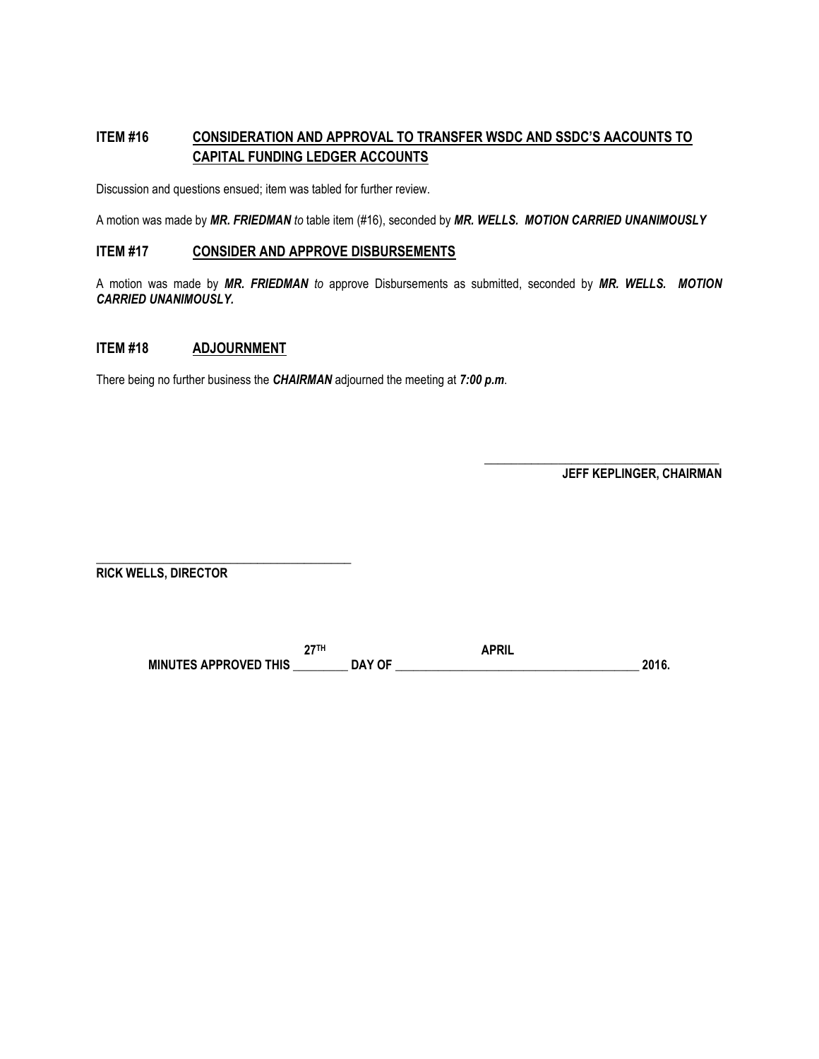## ITEM #16 CONSIDERATION AND APPROVAL TO TRANSFER WSDC AND SSDC'S AACOUNTS TO CAPITAL FUNDING LEDGER ACCOUNTS

Discussion and questions ensued; item was tabled for further review.

A motion was made by ***MR. FRIEDMAN*** *to* table item (#16), seconded by ***MR. WELLS. MOTION CARRIED UNANIMOUSLY***

## ITEM #17 CONSIDER AND APPROVE DISBURSEMENTS

A motion was made by ***MR. FRIEDMAN*** *to* approve Disbursements as submitted, seconded by ***MR. WELLS. MOTION CARRIED UNANIMOUSLY.***

## ITEM #18 ADJOURNMENT

There being no further business the ***CHAIRMAN*** adjourned the meeting at ***7:00 p.m***.

\_\_\_\_\_\_\_\_\_\_\_\_\_\_\_\_\_\_\_\_\_\_\_\_\_\_\_\_\_\_\_\_\_\_\_\_\_\_\_
**JEFF KEPLINGER, CHAIRMAN**

\_\_\_\_\_\_\_\_\_\_\_\_\_\_\_\_\_\_\_\_\_\_\_\_\_\_\_\_\_\_\_\_\_\_\_\_\_\_\_
**RICK WELLS, DIRECTOR**

**MINUTES APPROVED THIS 27TH DAY OF APRIL 2016.**